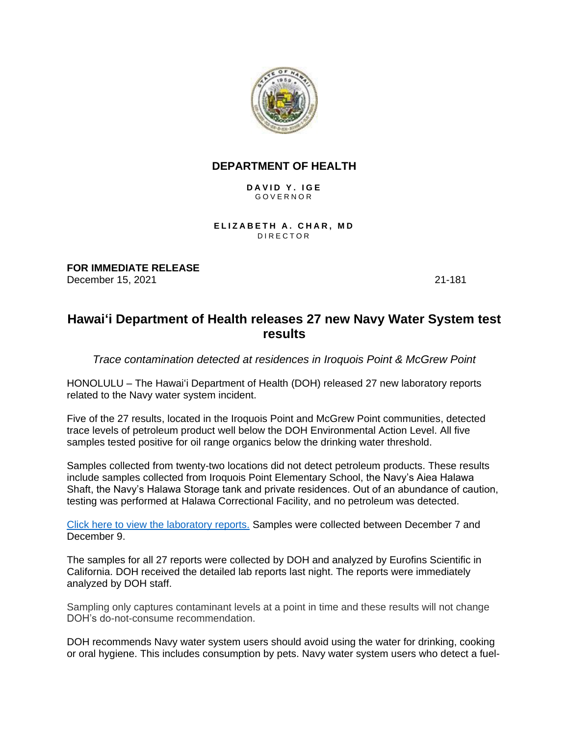**DEPARTMENT OF HEALTH**

**DAVID Y. IGE**
GOVERNOR

**ELIZABETH A. CHAR, MD**
DIRECTOR

**FOR IMMEDIATE RELEASE**
December 15, 2021 21-181

# Hawai'i Department of Health releases 27 new Navy Water System test results

*Trace contamination detected at residences in Iroquois Point & McGrew Point*

HONOLULU – The Hawai'i Department of Health (DOH) released 27 new laboratory reports related to the Navy water system incident.

Five of the 27 results, located in the Iroquois Point and McGrew Point communities, detected trace levels of petroleum product well below the DOH Environmental Action Level. All five samples tested positive for oil range organics below the drinking water threshold.

Samples collected from twenty-two locations did not detect petroleum products. These results include samples collected from Iroquois Point Elementary School, the Navy's Aiea Halawa Shaft, the Navy's Halawa Storage tank and private residences. Out of an abundance of caution, testing was performed at Halawa Correctional Facility, and no petroleum was detected.

Click here to view the laboratory reports. Samples were collected between December 7 and December 9.

The samples for all 27 reports were collected by DOH and analyzed by Eurofins Scientific in California. DOH received the detailed lab reports last night. The reports were immediately analyzed by DOH staff.

Sampling only captures contaminant levels at a point in time and these results will not change DOH's do-not-consume recommendation.

DOH recommends Navy water system users should avoid using the water for drinking, cooking or oral hygiene. This includes consumption by pets. Navy water system users who detect a fuel-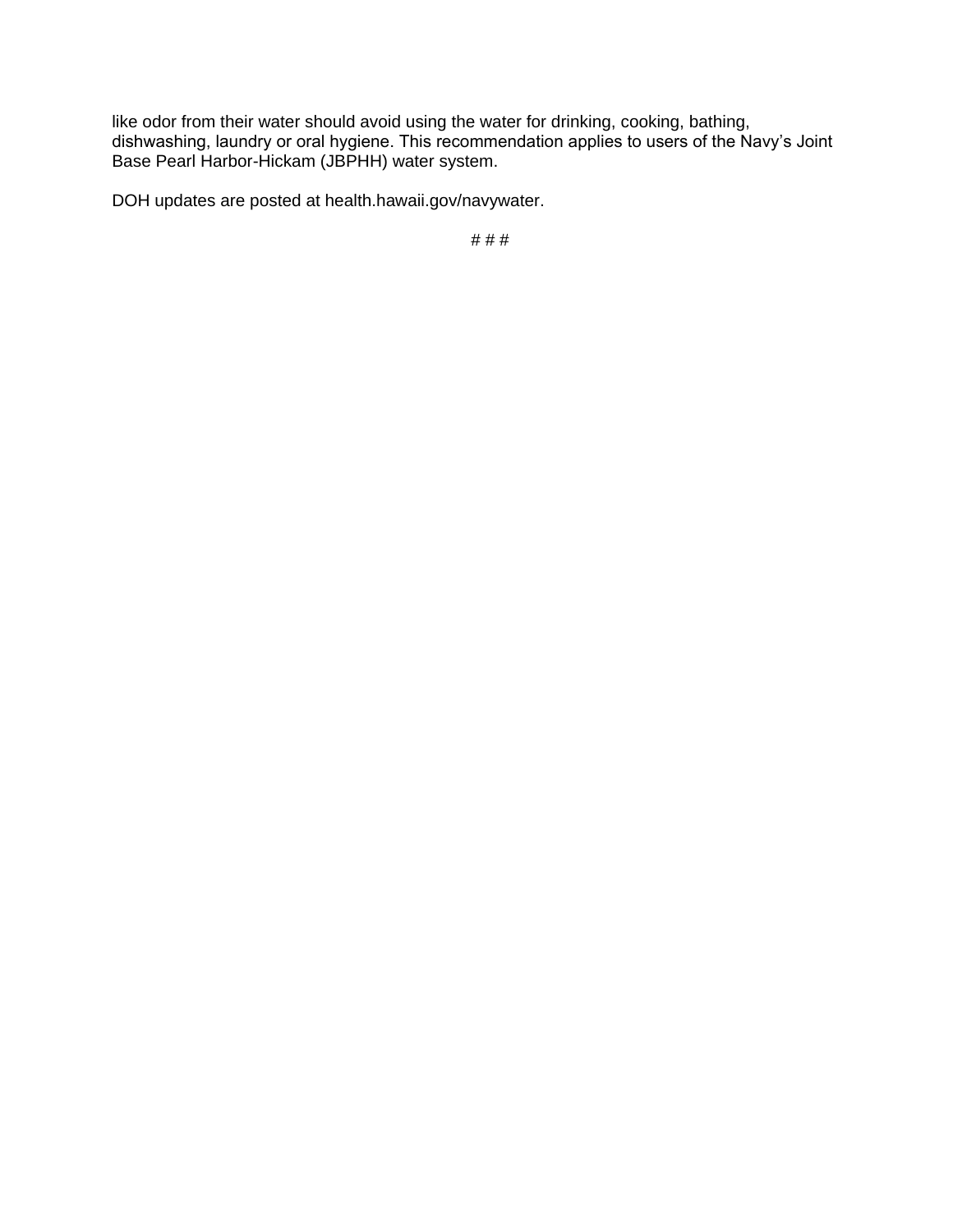like odor from their water should avoid using the water for drinking, cooking, bathing, dishwashing, laundry or oral hygiene. This recommendation applies to users of the Navy's Joint Base Pearl Harbor-Hickam (JBPHH) water system.

DOH updates are posted at health.hawaii.gov/navywater.

# # #